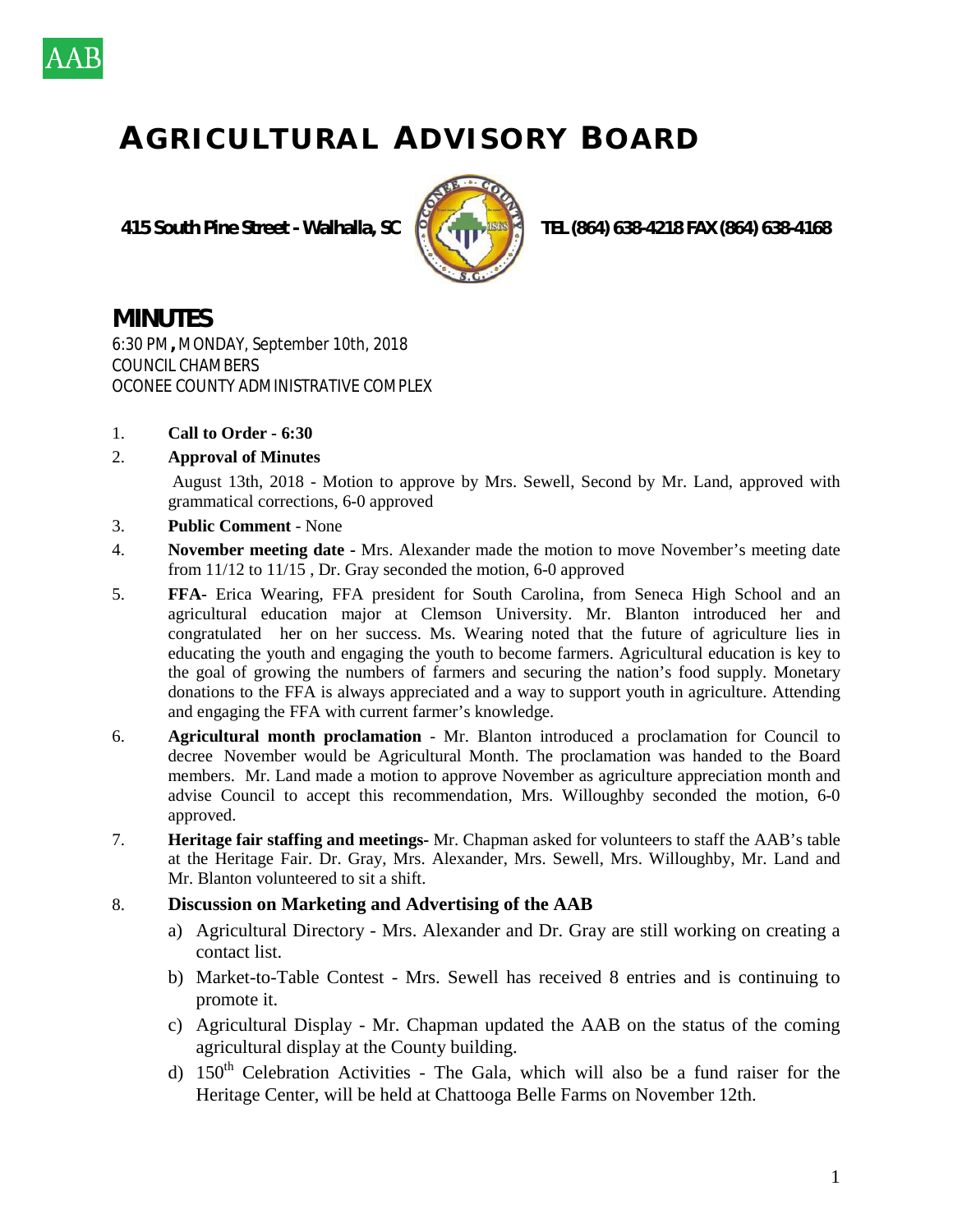AAB

# AGRICULTURAL ADVISORY BOARD

**415 South Pine Street - Walhalla, SC** **TEL (864) 638-4218 FAX (864) 638-4168**

## MINUTES

6:30 PM**,** MONDAY, September 10th, 2018
COUNCIL CHAMBERS
OCONEE COUNTY ADMINISTRATIVE COMPLEX

1. **Call to Order - 6:30**
2. **Approval of Minutes**

   August 13th, 2018 - Motion to approve by Mrs. Sewell, Second by Mr. Land, approved with grammatical corrections, 6-0 approved
3. **Public Comment** - None
4. **November meeting date -** Mrs. Alexander made the motion to move November's meeting date from 11/12 to 11/15 , Dr. Gray seconded the motion, 6-0 approved
5. **FFA**- Erica Wearing, FFA president for South Carolina, from Seneca High School and an agricultural education major at Clemson University. Mr. Blanton introduced her and congratulated her on her success. Ms. Wearing noted that the future of agriculture lies in educating the youth and engaging the youth to become farmers. Agricultural education is key to the goal of growing the numbers of farmers and securing the nation's food supply. Monetary donations to the FFA is always appreciated and a way to support youth in agriculture. Attending and engaging the FFA with current farmer's knowledge.
6. **Agricultural month proclamation** - Mr. Blanton introduced a proclamation for Council to decree November would be Agricultural Month. The proclamation was handed to the Board members. Mr. Land made a motion to approve November as agriculture appreciation month and advise Council to accept this recommendation, Mrs. Willoughby seconded the motion, 6-0 approved.
7. **Heritage fair staffing and meetings-** Mr. Chapman asked for volunteers to staff the AAB's table at the Heritage Fair. Dr. Gray, Mrs. Alexander, Mrs. Sewell, Mrs. Willoughby, Mr. Land and Mr. Blanton volunteered to sit a shift.
8. **Discussion on Marketing and Advertising of the AAB**
   a) Agricultural Directory - Mrs. Alexander and Dr. Gray are still working on creating a contact list.
   b) Market-to-Table Contest - Mrs. Sewell has received 8 entries and is continuing to promote it.
   c) Agricultural Display - Mr. Chapman updated the AAB on the status of the coming agricultural display at the County building.
   d) 150th Celebration Activities - The Gala, which will also be a fund raiser for the Heritage Center, will be held at Chattooga Belle Farms on November 12th.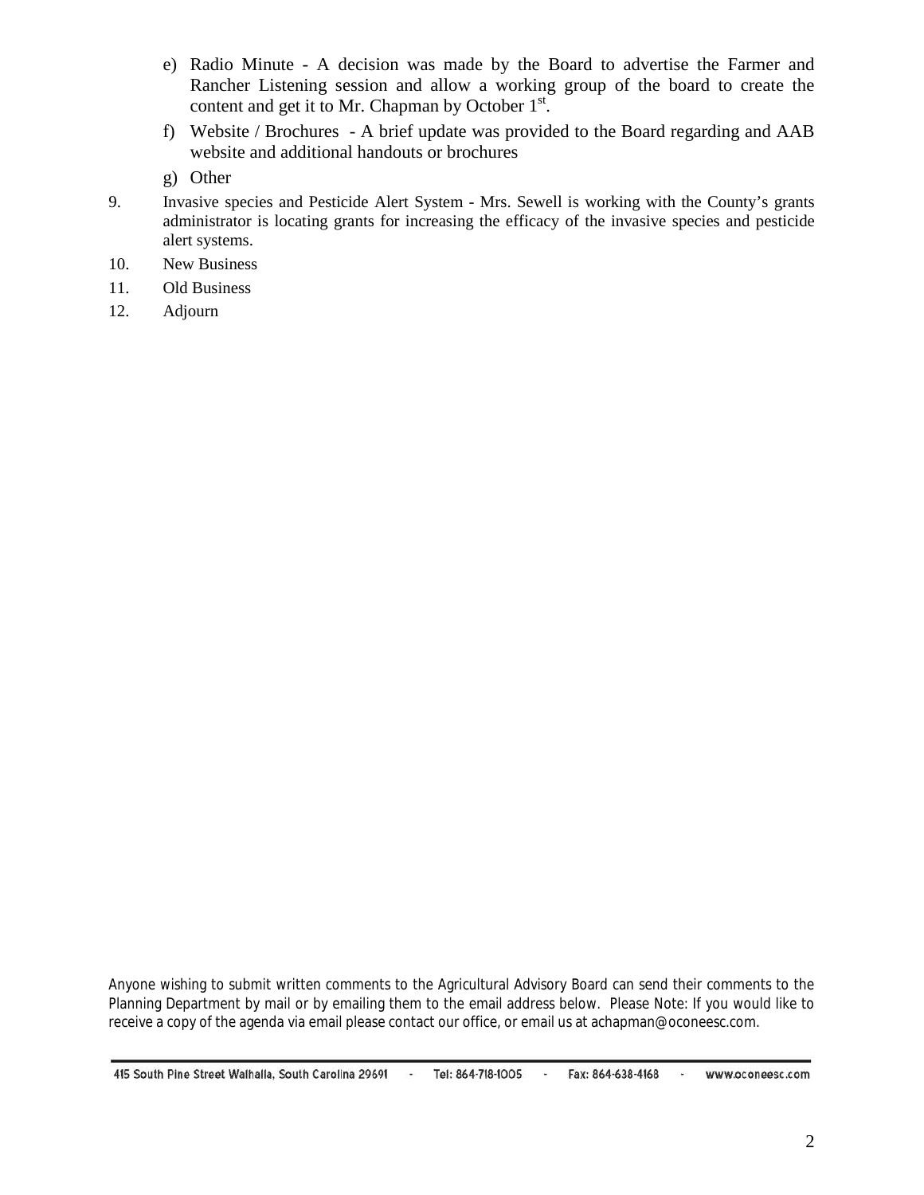e) Radio Minute - A decision was made by the Board to advertise the Farmer and Rancher Listening session and allow a working group of the board to create the content and get it to Mr. Chapman by October 1st.

f) Website / Brochures - A brief update was provided to the Board regarding and AAB website and additional handouts or brochures

g) Other

9. Invasive species and Pesticide Alert System - Mrs. Sewell is working with the County's grants administrator is locating grants for increasing the efficacy of the invasive species and pesticide alert systems.

10. New Business

11. Old Business

12. Adjourn

Anyone wishing to submit written comments to the Agricultural Advisory Board can send their comments to the Planning Department by mail or by emailing them to the email address below. Please Note: If you would like to receive a copy of the agenda via email please contact our office, or email us at achapman@oconeesc.com.

415 South Pine Street Walhalla, South Carolina 29691 - Tel: 864-718-1005 - Fax: 864-638-4168 - www.oconeesc.com